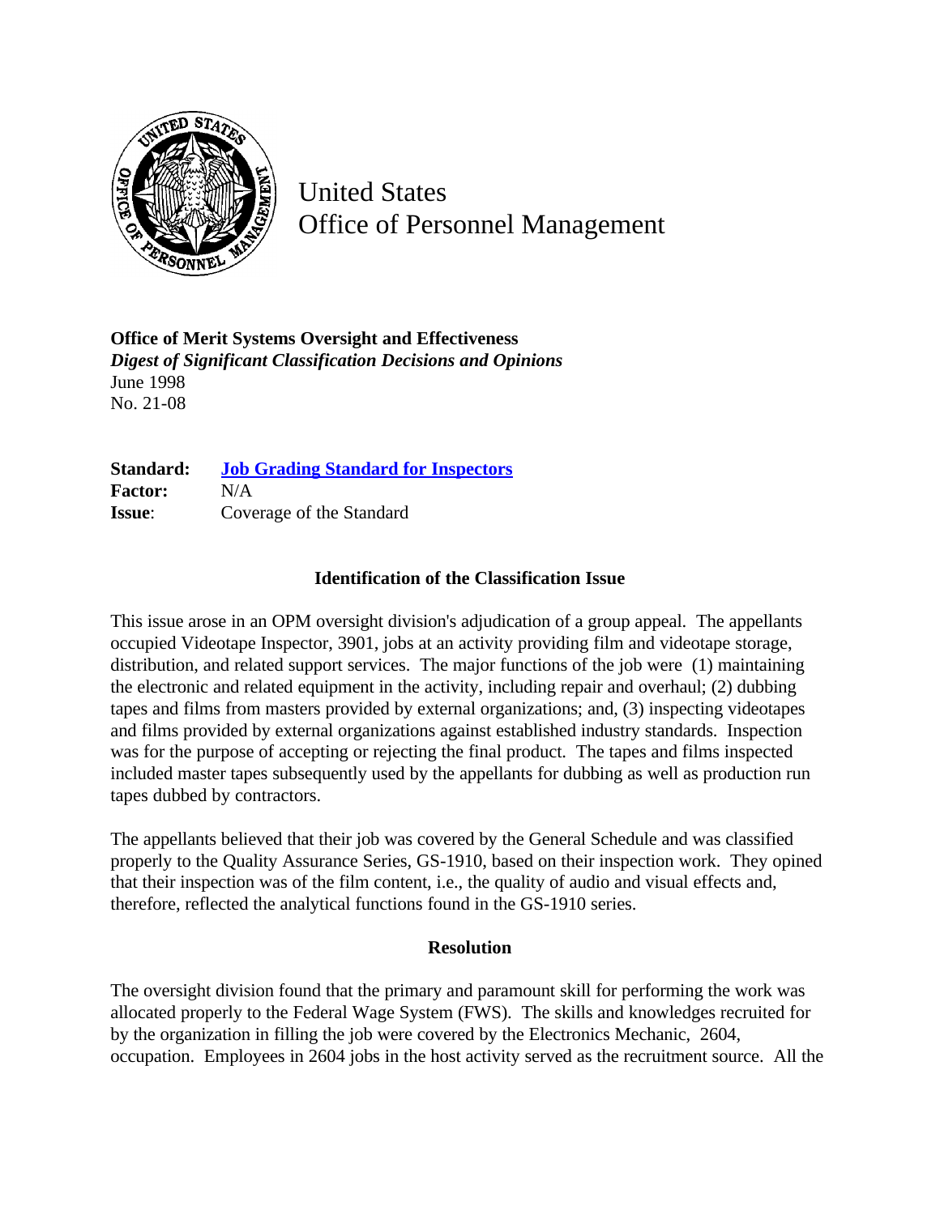United States
Office of Personnel Management

**Office of Merit Systems Oversight and Effectiveness**
***Digest of Significant Classification Decisions and Opinions***
June 1998
No. 21-08

**Standard:** **Job Grading Standard for Inspectors**
**Factor:** N/A
**Issue**: Coverage of the Standard

## Identification of the Classification Issue

This issue arose in an OPM oversight division's adjudication of a group appeal. The appellants occupied Videotape Inspector, 3901, jobs at an activity providing film and videotape storage, distribution, and related support services. The major functions of the job were (1) maintaining the electronic and related equipment in the activity, including repair and overhaul; (2) dubbing tapes and films from masters provided by external organizations; and, (3) inspecting videotapes and films provided by external organizations against established industry standards. Inspection was for the purpose of accepting or rejecting the final product. The tapes and films inspected included master tapes subsequently used by the appellants for dubbing as well as production run tapes dubbed by contractors.

The appellants believed that their job was covered by the General Schedule and was classified properly to the Quality Assurance Series, GS-1910, based on their inspection work. They opined that their inspection was of the film content, i.e., the quality of audio and visual effects and, therefore, reflected the analytical functions found in the GS-1910 series.

## Resolution

The oversight division found that the primary and paramount skill for performing the work was allocated properly to the Federal Wage System (FWS). The skills and knowledges recruited for by the organization in filling the job were covered by the Electronics Mechanic, 2604, occupation. Employees in 2604 jobs in the host activity served as the recruitment source. All the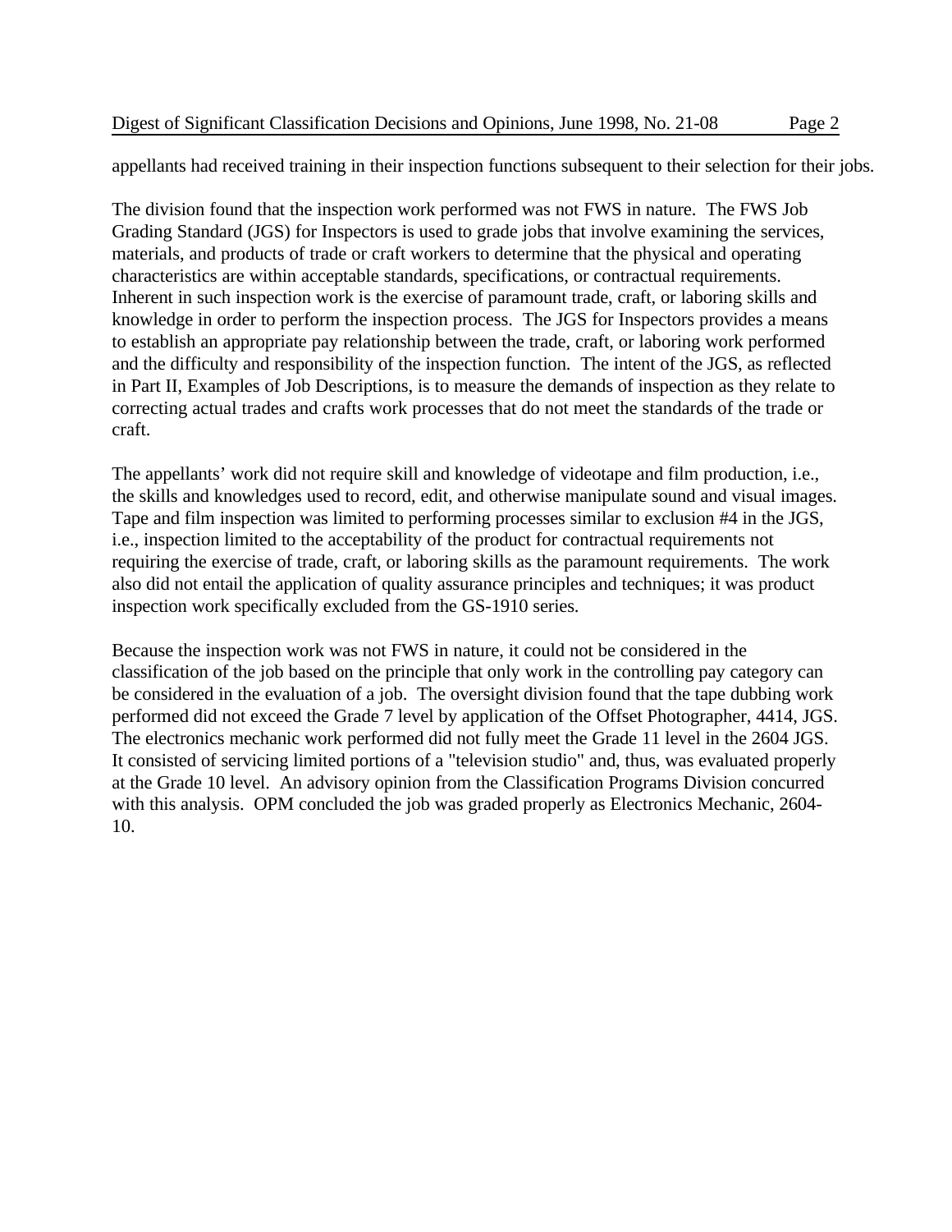appellants had received training in their inspection functions subsequent to their selection for their jobs.

The division found that the inspection work performed was not FWS in nature. The FWS Job Grading Standard (JGS) for Inspectors is used to grade jobs that involve examining the services, materials, and products of trade or craft workers to determine that the physical and operating characteristics are within acceptable standards, specifications, or contractual requirements. Inherent in such inspection work is the exercise of paramount trade, craft, or laboring skills and knowledge in order to perform the inspection process. The JGS for Inspectors provides a means to establish an appropriate pay relationship between the trade, craft, or laboring work performed and the difficulty and responsibility of the inspection function. The intent of the JGS, as reflected in Part II, Examples of Job Descriptions, is to measure the demands of inspection as they relate to correcting actual trades and crafts work processes that do not meet the standards of the trade or craft.

The appellants' work did not require skill and knowledge of videotape and film production, i.e., the skills and knowledges used to record, edit, and otherwise manipulate sound and visual images. Tape and film inspection was limited to performing processes similar to exclusion #4 in the JGS, i.e., inspection limited to the acceptability of the product for contractual requirements not requiring the exercise of trade, craft, or laboring skills as the paramount requirements. The work also did not entail the application of quality assurance principles and techniques; it was product inspection work specifically excluded from the GS-1910 series.

Because the inspection work was not FWS in nature, it could not be considered in the classification of the job based on the principle that only work in the controlling pay category can be considered in the evaluation of a job. The oversight division found that the tape dubbing work performed did not exceed the Grade 7 level by application of the Offset Photographer, 4414, JGS. The electronics mechanic work performed did not fully meet the Grade 11 level in the 2604 JGS. It consisted of servicing limited portions of a "television studio" and, thus, was evaluated properly at the Grade 10 level. An advisory opinion from the Classification Programs Division concurred with this analysis. OPM concluded the job was graded properly as Electronics Mechanic, 2604-10.